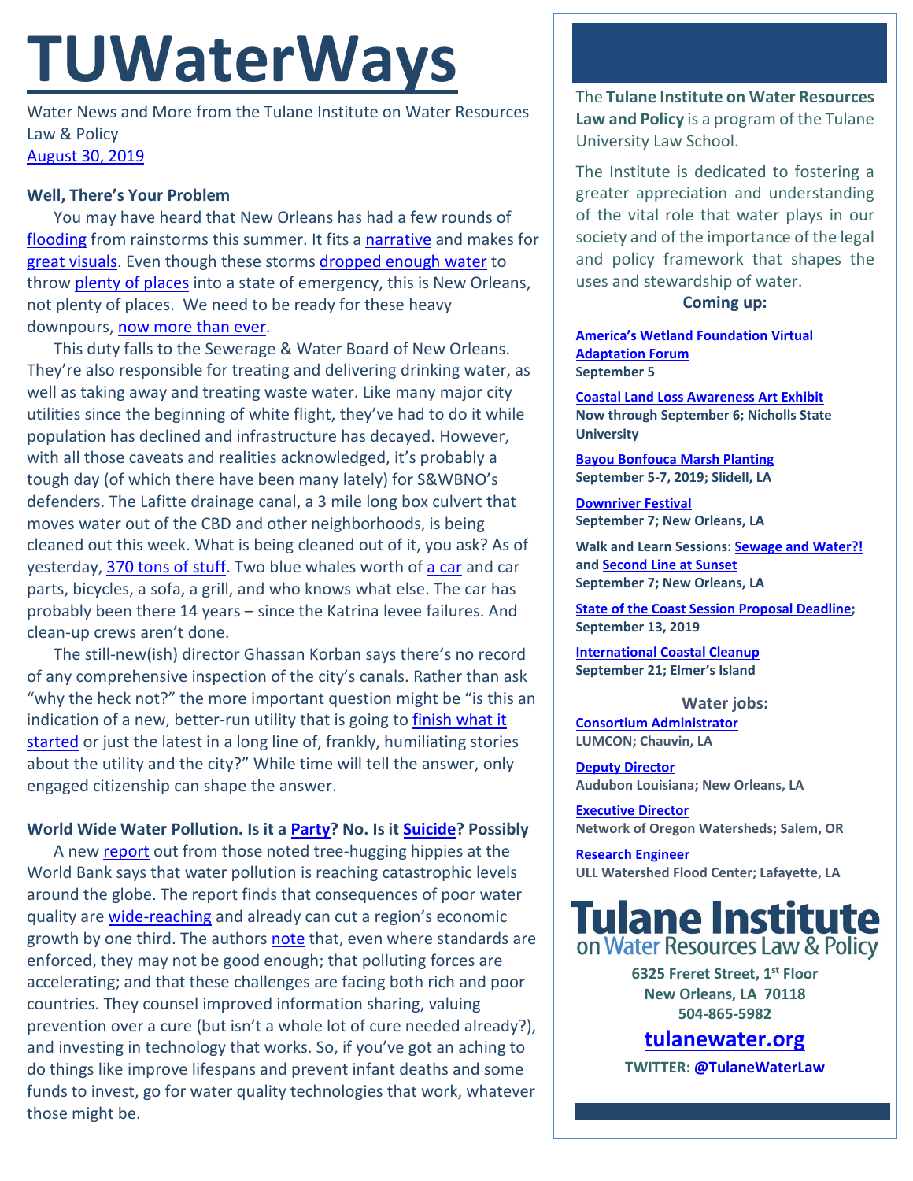# TUWaterWays

Water News and More from the Tulane Institute on Water Resources Law & Policy
August 30, 2019

### Well, There's Your Problem

You may have heard that New Orleans has had a few rounds of flooding from rainstorms this summer. It fits a narrative and makes for great visuals. Even though these storms dropped enough water to throw plenty of places into a state of emergency, this is New Orleans, not plenty of places. We need to be ready for these heavy downpours, now more than ever.

This duty falls to the Sewerage & Water Board of New Orleans. They're also responsible for treating and delivering drinking water, as well as taking away and treating waste water. Like many major city utilities since the beginning of white flight, they've had to do it while population has declined and infrastructure has decayed. However, with all those caveats and realities acknowledged, it's probably a tough day (of which there have been many lately) for S&WBNO's defenders. The Lafitte drainage canal, a 3 mile long box culvert that moves water out of the CBD and other neighborhoods, is being cleaned out this week. What is being cleaned out of it, you ask? As of yesterday, 370 tons of stuff. Two blue whales worth of a car and car parts, bicycles, a sofa, a grill, and who knows what else. The car has probably been there 14 years – since the Katrina levee failures. And clean-up crews aren't done.

The still-new(ish) director Ghassan Korban says there's no record of any comprehensive inspection of the city's canals. Rather than ask "why the heck not?" the more important question might be "is this an indication of a new, better-run utility that is going to finish what it started or just the latest in a long line of, frankly, humiliating stories about the utility and the city?" While time will tell the answer, only engaged citizenship can shape the answer.

### World Wide Water Pollution. Is it a Party? No. Is it Suicide? Possibly

A new report out from those noted tree-hugging hippies at the World Bank says that water pollution is reaching catastrophic levels around the globe. The report finds that consequences of poor water quality are wide-reaching and already can cut a region's economic growth by one third. The authors note that, even where standards are enforced, they may not be good enough; that polluting forces are accelerating; and that these challenges are facing both rich and poor countries. They counsel improved information sharing, valuing prevention over a cure (but isn't a whole lot of cure needed already?), and investing in technology that works. So, if you've got an aching to do things like improve lifespans and prevent infant deaths and some funds to invest, go for water quality technologies that work, whatever those might be.

---

The **Tulane Institute on Water Resources Law and Policy** is a program of the Tulane University Law School.

The Institute is dedicated to fostering a greater appreciation and understanding of the vital role that water plays in our society and of the importance of the legal and policy framework that shapes the uses and stewardship of water.

**Coming up:**

**America's Wetland Foundation Virtual Adaptation Forum**
**September 5**

**Coastal Land Loss Awareness Art Exhibit**
**Now through September 6; Nicholls State University**

**Bayou Bonfouca Marsh Planting**
**September 5-7, 2019; Slidell, LA**

**Downriver Festival**
**September 7; New Orleans, LA**

**Walk and Learn Sessions: Sewage and Water?! and Second Line at Sunset**
**September 7; New Orleans, LA**

**State of the Coast Session Proposal Deadline; September 13, 2019**

**International Coastal Cleanup**
**September 21; Elmer's Island**

**Water jobs:**

**Consortium Administrator**
**LUMCON; Chauvin, LA**

**Deputy Director**
**Audubon Louisiana; New Orleans, LA**

**Executive Director**
**Network of Oregon Watersheds; Salem, OR**

**Research Engineer**
**ULL Watershed Flood Center; Lafayette, LA**

**Tulane Institute on Water Resources Law & Policy**

**6325 Freret Street, 1st Floor**
**New Orleans, LA 70118**
**504-865-5982**

**tulanewater.org**

**TWITTER: @TulaneWaterLaw**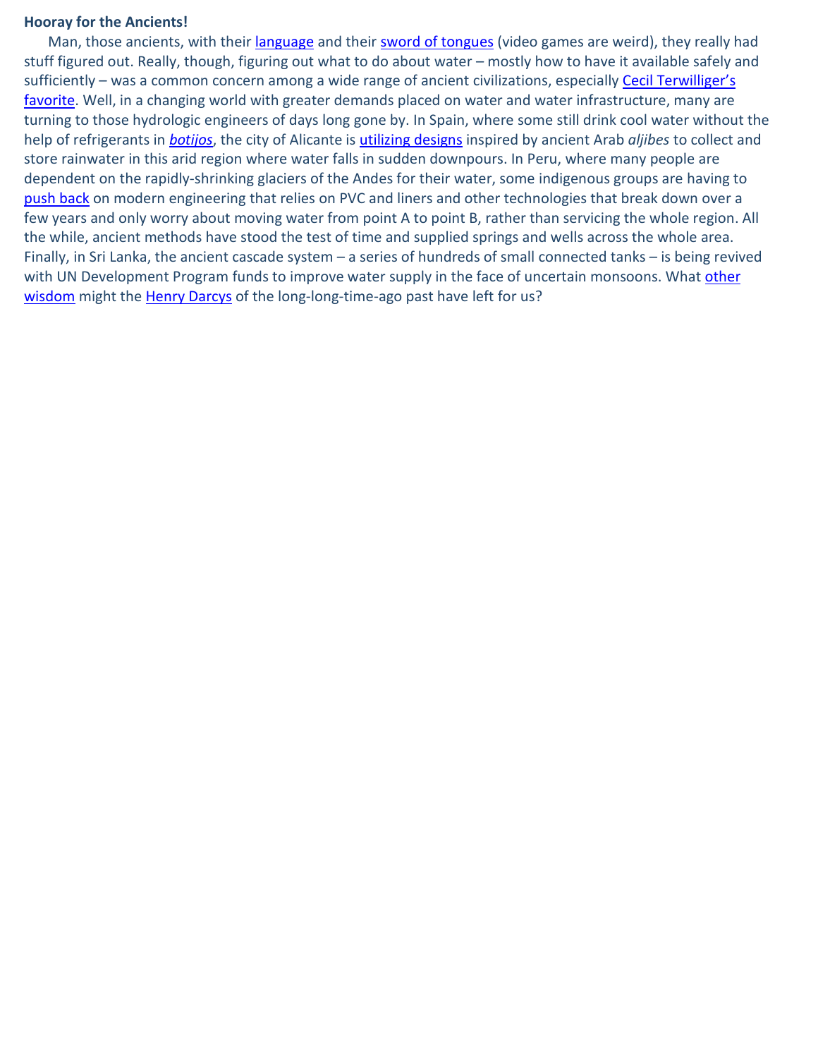**Hooray for the Ancients!**

Man, those ancients, with their language and their sword of tongues (video games are weird), they really had stuff figured out. Really, though, figuring out what to do about water – mostly how to have it available safely and sufficiently – was a common concern among a wide range of ancient civilizations, especially Cecil Terwilliger's favorite. Well, in a changing world with greater demands placed on water and water infrastructure, many are turning to those hydrologic engineers of days long gone by. In Spain, where some still drink cool water without the help of refrigerants in *botijos*, the city of Alicante is utilizing designs inspired by ancient Arab *aljibes* to collect and store rainwater in this arid region where water falls in sudden downpours. In Peru, where many people are dependent on the rapidly-shrinking glaciers of the Andes for their water, some indigenous groups are having to push back on modern engineering that relies on PVC and liners and other technologies that break down over a few years and only worry about moving water from point A to point B, rather than servicing the whole region. All the while, ancient methods have stood the test of time and supplied springs and wells across the whole area. Finally, in Sri Lanka, the ancient cascade system – a series of hundreds of small connected tanks – is being revived with UN Development Program funds to improve water supply in the face of uncertain monsoons. What other wisdom might the Henry Darcys of the long-long-time-ago past have left for us?